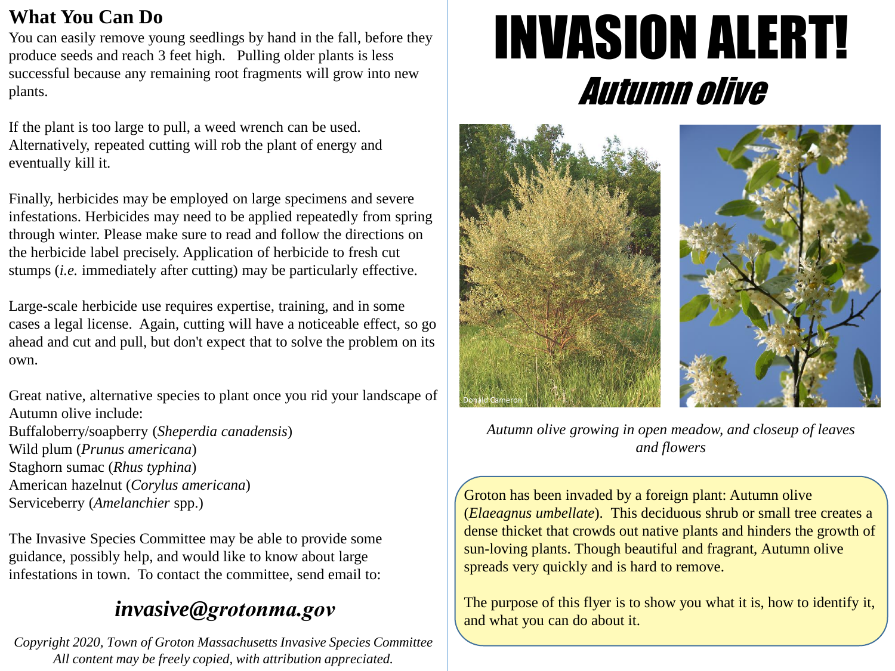## What You Can Do

You can easily remove young seedlings by hand in the fall, before they produce seeds and reach 3 feet high. Pulling older plants is less successful because any remaining root fragments will grow into new plants.

If the plant is too large to pull, a weed wrench can be used. Alternatively, repeated cutting will rob the plant of energy and eventually kill it.

Finally, herbicides may be employed on large specimens and severe infestations. Herbicides may need to be applied repeatedly from spring through winter. Please make sure to read and follow the directions on the herbicide label precisely. Application of herbicide to fresh cut stumps (*i.e.* immediately after cutting) may be particularly effective.

Large-scale herbicide use requires expertise, training, and in some cases a legal license. Again, cutting will have a noticeable effect, so go ahead and cut and pull, but don't expect that to solve the problem on its own.

Great native, alternative species to plant once you rid your landscape of Autumn olive include:
Buffaloberry/soapberry (*Sheperdia canadensis*)
Wild plum (*Prunus americana*)
Staghorn sumac (*Rhus typhina*)
American hazelnut (*Corylus americana*)
Serviceberry (*Amelanchier* spp.)

The Invasive Species Committee may be able to provide some guidance, possibly help, and would like to know about large infestations in town. To contact the committee, send email to:

***invasive@grotonma.gov***

*Copyright 2020, Town of Groton Massachusetts Invasive Species Committee*
*All content may be freely copied, with attribution appreciated.*

# INVASION ALERT!

## *Autumn olive*

Donald Cameron

*Autumn olive growing in open meadow, and closeup of leaves and flowers*

Groton has been invaded by a foreign plant: Autumn olive (*Elaeagnus umbellate*). This deciduous shrub or small tree creates a dense thicket that crowds out native plants and hinders the growth of sun-loving plants. Though beautiful and fragrant, Autumn olive spreads very quickly and is hard to remove.

The purpose of this flyer is to show you what it is, how to identify it, and what you can do about it.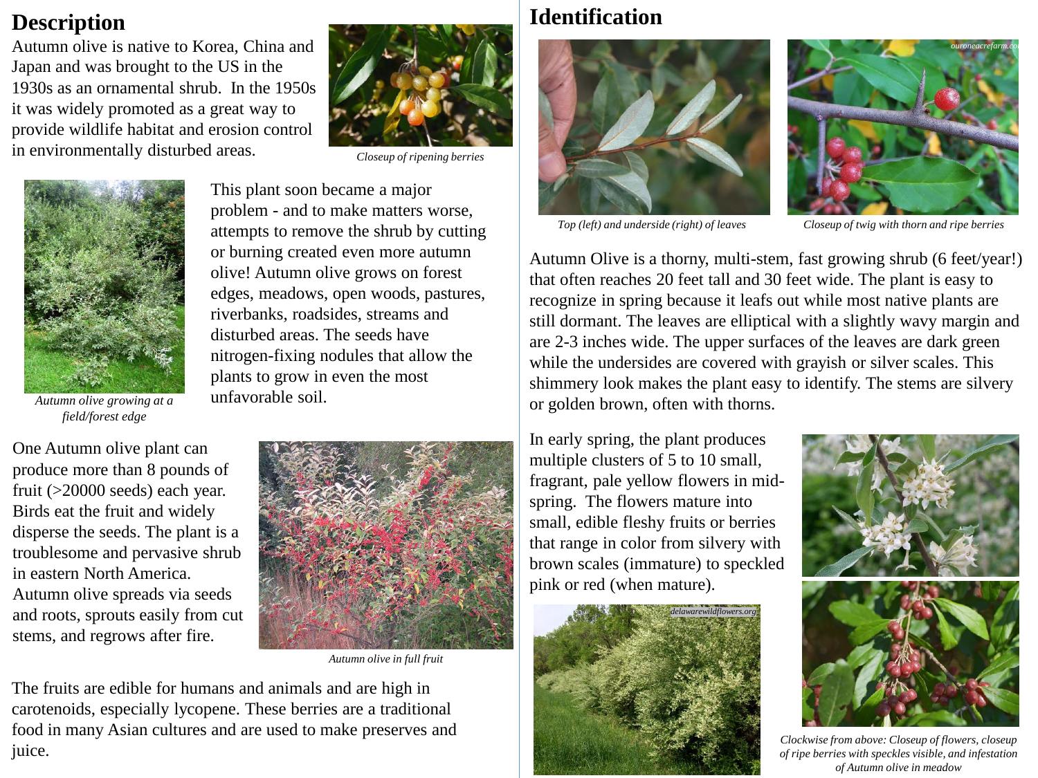# Description

Autumn olive is native to Korea, China and Japan and was brought to the US in the 1930s as an ornamental shrub. In the 1950s it was widely promoted as a great way to provide wildlife habitat and erosion control in environmentally disturbed areas.

*Closeup of ripening berries*

This plant soon became a major problem - and to make matters worse, attempts to remove the shrub by cutting or burning created even more autumn olive! Autumn olive grows on forest edges, meadows, open woods, pastures, riverbanks, roadsides, streams and disturbed areas. The seeds have nitrogen-fixing nodules that allow the plants to grow in even the most unfavorable soil.

*Autumn olive growing at a field/forest edge*

One Autumn olive plant can produce more than 8 pounds of fruit (>20000 seeds) each year. Birds eat the fruit and widely disperse the seeds. The plant is a troublesome and pervasive shrub in eastern North America. Autumn olive spreads via seeds and roots, sprouts easily from cut stems, and regrows after fire.

*Autumn olive in full fruit*

The fruits are edible for humans and animals and are high in carotenoids, especially lycopene. These berries are a traditional food in many Asian cultures and are used to make preserves and juice.

# Identification

*Top (left) and underside (right) of leaves*

*Closeup of twig with thorn and ripe berries*

Autumn Olive is a thorny, multi-stem, fast growing shrub (6 feet/year!) that often reaches 20 feet tall and 30 feet wide. The plant is easy to recognize in spring because it leafs out while most native plants are still dormant. The leaves are elliptical with a slightly wavy margin and are 2-3 inches wide. The upper surfaces of the leaves are dark green while the undersides are covered with grayish or silver scales. This shimmery look makes the plant easy to identify. The stems are silvery or golden brown, often with thorns.

In early spring, the plant produces multiple clusters of 5 to 10 small, fragrant, pale yellow flowers in mid-spring. The flowers mature into small, edible fleshy fruits or berries that range in color from silvery with brown scales (immature) to speckled pink or red (when mature).

*Clockwise from above: Closeup of flowers, closeup of ripe berries with speckles visible, and infestation of Autumn olive in meadow*